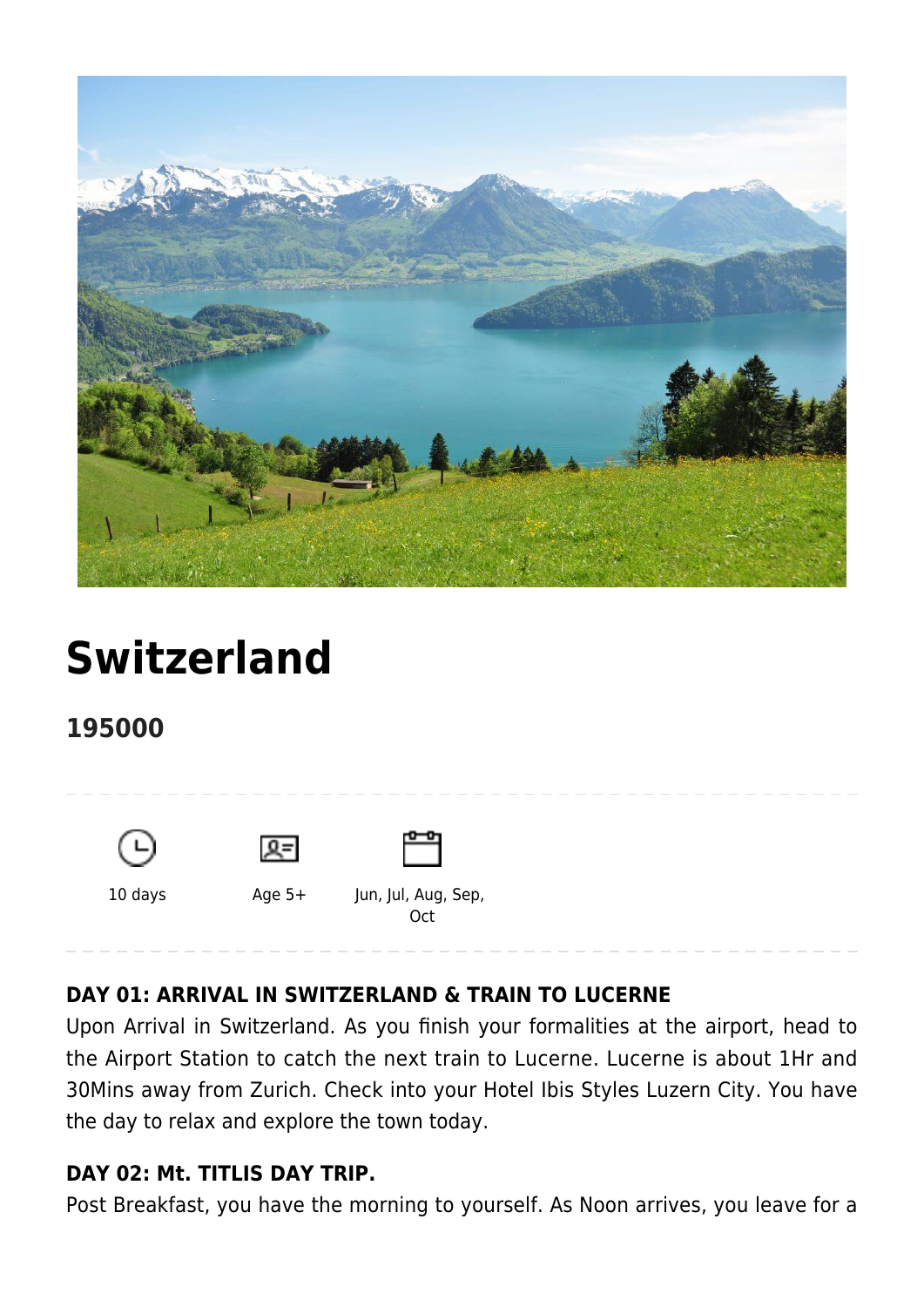# Switzerland

## 195000

10 days

Age 5+

Jun, Jul, Aug, Sep, Oct

**DAY 01: ARRIVAL IN SWITZERLAND & TRAIN TO LUCERNE**

Upon Arrival in Switzerland. As you finish your formalities at the airport, head to the Airport Station to catch the next train to Lucerne. Lucerne is about 1Hr and 30Mins away from Zurich. Check into your Hotel Ibis Styles Luzern City. You have the day to relax and explore the town today.

**DAY 02: Mt. TITLIS DAY TRIP.**

Post Breakfast, you have the morning to yourself. As Noon arrives, you leave for a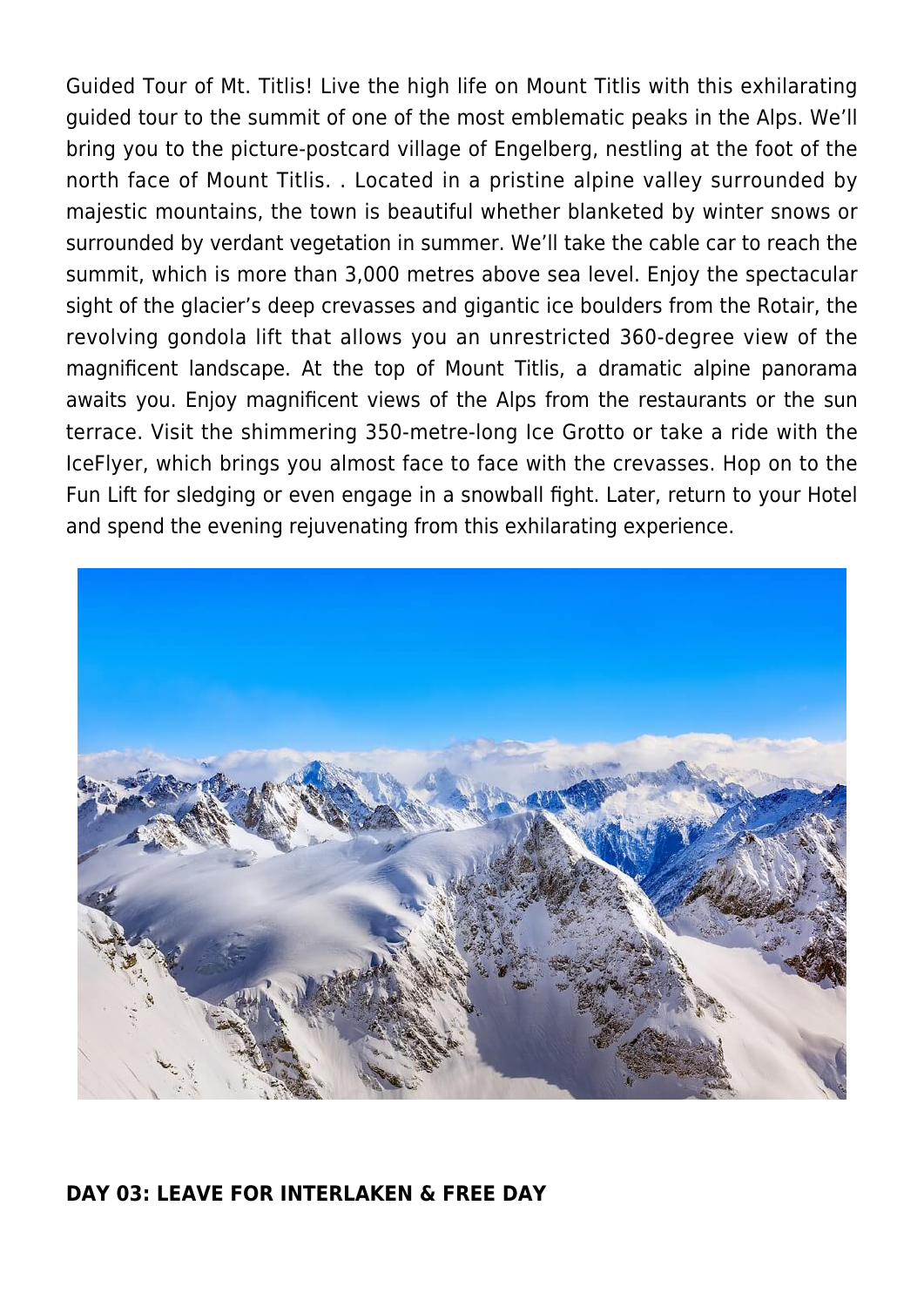Guided Tour of Mt. Titlis! Live the high life on Mount Titlis with this exhilarating guided tour to the summit of one of the most emblematic peaks in the Alps. We'll bring you to the picture-postcard village of Engelberg, nestling at the foot of the north face of Mount Titlis. . Located in a pristine alpine valley surrounded by majestic mountains, the town is beautiful whether blanketed by winter snows or surrounded by verdant vegetation in summer. We'll take the cable car to reach the summit, which is more than 3,000 metres above sea level. Enjoy the spectacular sight of the glacier's deep crevasses and gigantic ice boulders from the Rotair, the revolving gondola lift that allows you an unrestricted 360-degree view of the magnificent landscape. At the top of Mount Titlis, a dramatic alpine panorama awaits you. Enjoy magnificent views of the Alps from the restaurants or the sun terrace. Visit the shimmering 350-metre-long Ice Grotto or take a ride with the IceFlyer, which brings you almost face to face with the crevasses. Hop on to the Fun Lift for sledging or even engage in a snowball fight. Later, return to your Hotel and spend the evening rejuvenating from this exhilarating experience.

**DAY 03: LEAVE FOR INTERLAKEN & FREE DAY**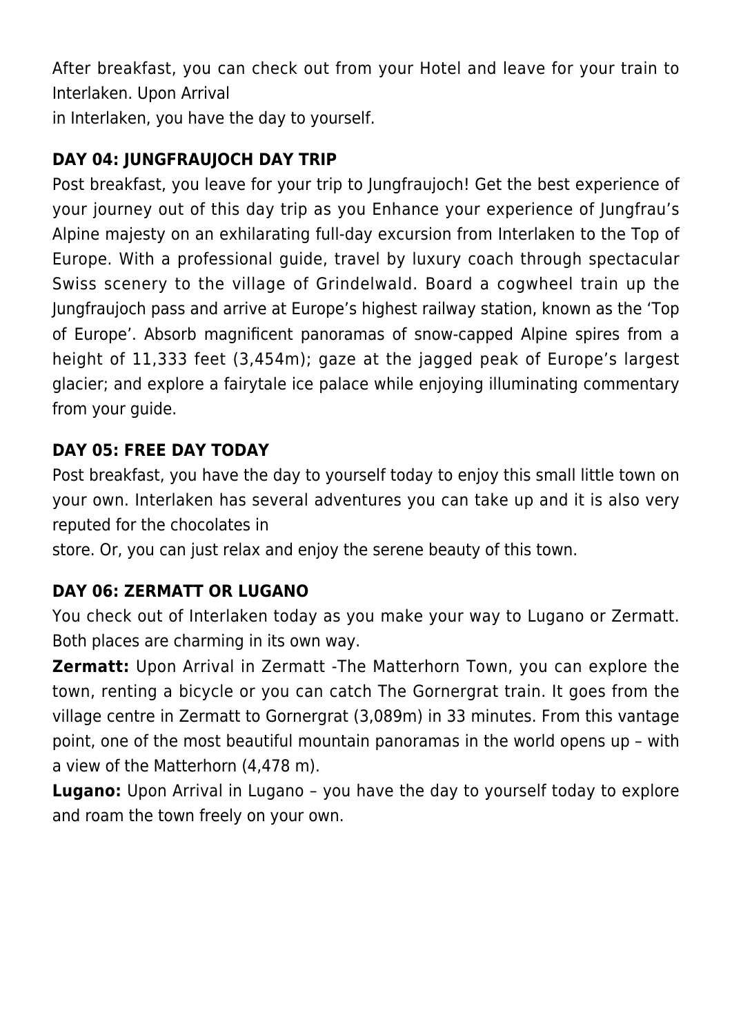After breakfast, you can check out from your Hotel and leave for your train to Interlaken. Upon Arrival
in Interlaken, you have the day to yourself.

### DAY 04: JUNGFRAUJOCH DAY TRIP

Post breakfast, you leave for your trip to Jungfraujoch! Get the best experience of your journey out of this day trip as you Enhance your experience of Jungfrau's Alpine majesty on an exhilarating full-day excursion from Interlaken to the Top of Europe. With a professional guide, travel by luxury coach through spectacular Swiss scenery to the village of Grindelwald. Board a cogwheel train up the Jungfraujoch pass and arrive at Europe's highest railway station, known as the 'Top of Europe'. Absorb magnificent panoramas of snow-capped Alpine spires from a height of 11,333 feet (3,454m); gaze at the jagged peak of Europe's largest glacier; and explore a fairytale ice palace while enjoying illuminating commentary from your guide.

### DAY 05: FREE DAY TODAY

Post breakfast, you have the day to yourself today to enjoy this small little town on your own. Interlaken has several adventures you can take up and it is also very reputed for the chocolates in
store. Or, you can just relax and enjoy the serene beauty of this town.

### DAY 06: ZERMATT OR LUGANO

You check out of Interlaken today as you make your way to Lugano or Zermatt. Both places are charming in its own way.

**Zermatt:** Upon Arrival in Zermatt -The Matterhorn Town, you can explore the town, renting a bicycle or you can catch The Gornergrat train. It goes from the village centre in Zermatt to Gornergrat (3,089m) in 33 minutes. From this vantage point, one of the most beautiful mountain panoramas in the world opens up – with a view of the Matterhorn (4,478 m).

**Lugano:** Upon Arrival in Lugano – you have the day to yourself today to explore and roam the town freely on your own.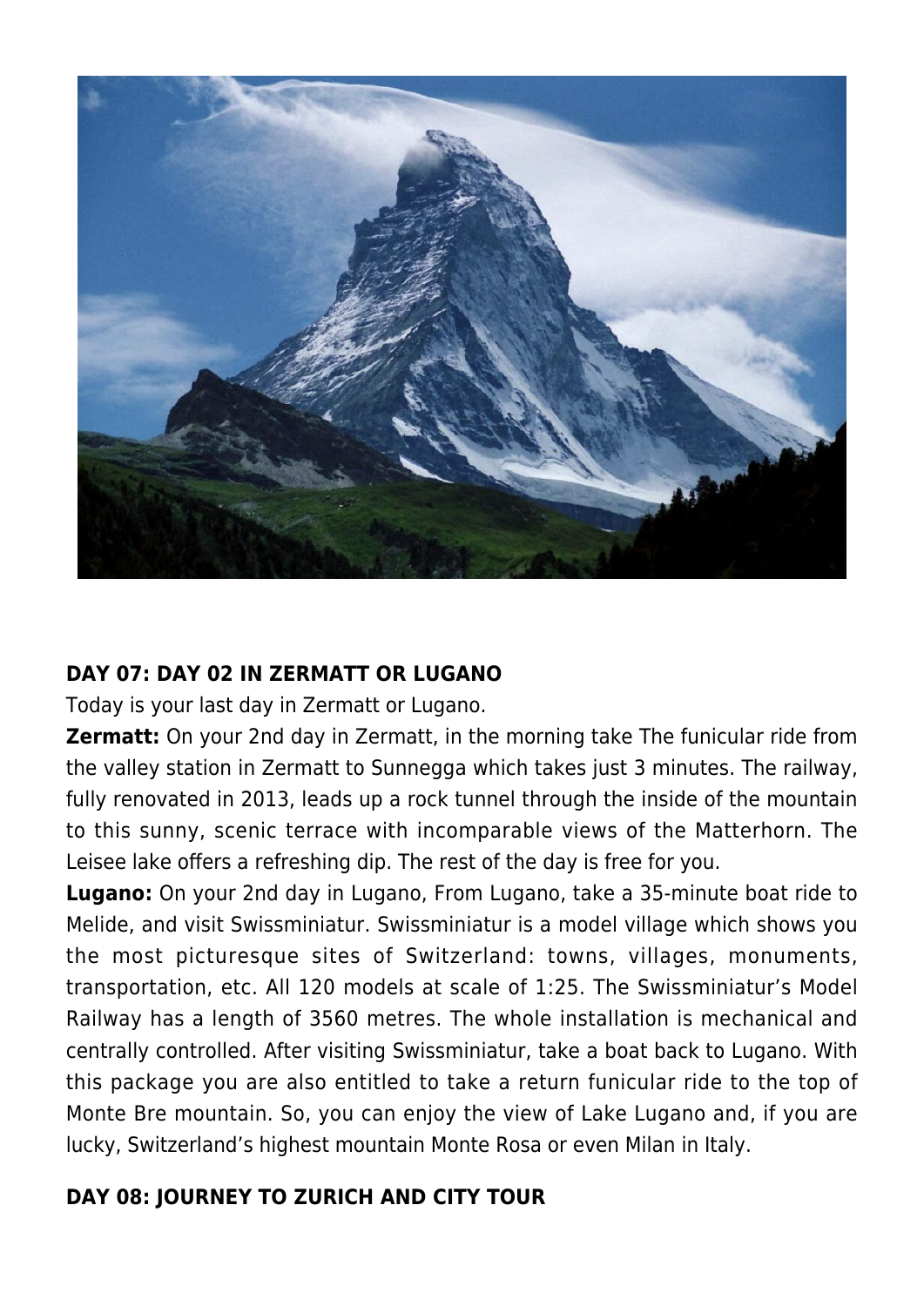## DAY 07: DAY 02 IN ZERMATT OR LUGANO

Today is your last day in Zermatt or Lugano.

**Zermatt:** On your 2nd day in Zermatt, in the morning take The funicular ride from the valley station in Zermatt to Sunnegga which takes just 3 minutes. The railway, fully renovated in 2013, leads up a rock tunnel through the inside of the mountain to this sunny, scenic terrace with incomparable views of the Matterhorn. The Leisee lake offers a refreshing dip. The rest of the day is free for you.

**Lugano:** On your 2nd day in Lugano, From Lugano, take a 35-minute boat ride to Melide, and visit Swissminiatur. Swissminiatur is a model village which shows you the most picturesque sites of Switzerland: towns, villages, monuments, transportation, etc. All 120 models at scale of 1:25. The Swissminiatur's Model Railway has a length of 3560 metres. The whole installation is mechanical and centrally controlled. After visiting Swissminiatur, take a boat back to Lugano. With this package you are also entitled to take a return funicular ride to the top of Monte Bre mountain. So, you can enjoy the view of Lake Lugano and, if you are lucky, Switzerland's highest mountain Monte Rosa or even Milan in Italy.

## DAY 08: JOURNEY TO ZURICH AND CITY TOUR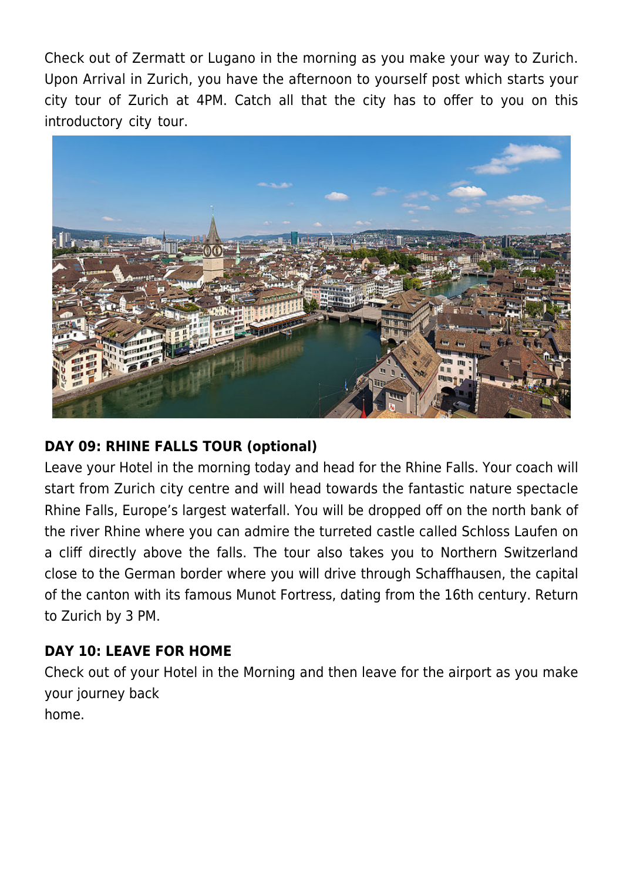Check out of Zermatt or Lugano in the morning as you make your way to Zurich. Upon Arrival in Zurich, you have the afternoon to yourself post which starts your city tour of Zurich at 4PM. Catch all that the city has to offer to you on this introductory city tour.

### DAY 09: RHINE FALLS TOUR (optional)

Leave your Hotel in the morning today and head for the Rhine Falls. Your coach will start from Zurich city centre and will head towards the fantastic nature spectacle Rhine Falls, Europe's largest waterfall. You will be dropped off on the north bank of the river Rhine where you can admire the turreted castle called Schloss Laufen on a cliff directly above the falls. The tour also takes you to Northern Switzerland close to the German border where you will drive through Schaffhausen, the capital of the canton with its famous Munot Fortress, dating from the 16th century. Return to Zurich by 3 PM.

### DAY 10: LEAVE FOR HOME

Check out of your Hotel in the Morning and then leave for the airport as you make your journey back
home.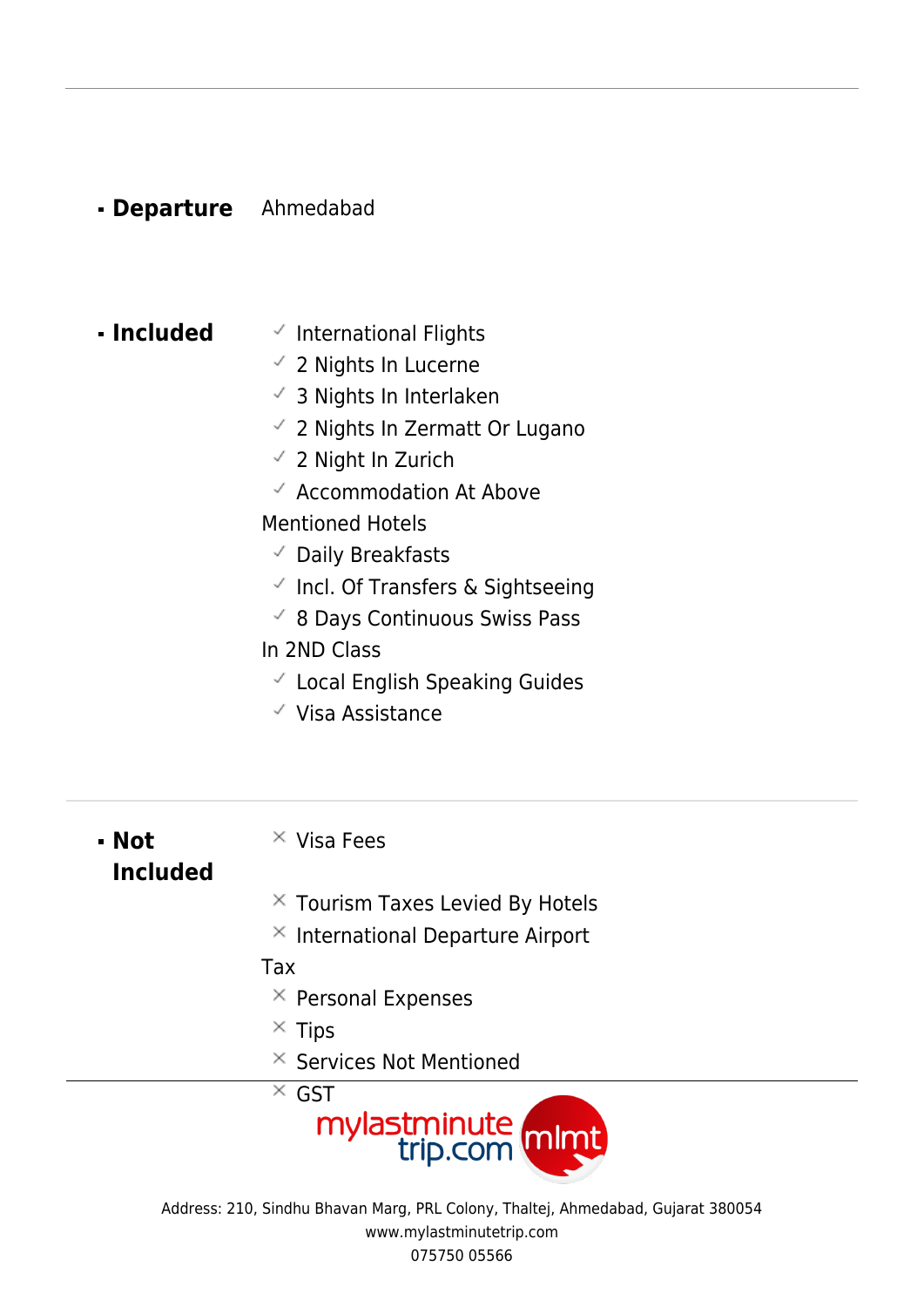- **Departure** Ahmedabad

- **Included**
  - ✓ International Flights
  - ✓ 2 Nights In Lucerne
  - ✓ 3 Nights In Interlaken
  - ✓ 2 Nights In Zermatt Or Lugano
  - ✓ 2 Night In Zurich
  - ✓ Accommodation At Above Mentioned Hotels
  - ✓ Daily Breakfasts
  - ✓ Incl. Of Transfers & Sightseeing
  - ✓ 8 Days Continuous Swiss Pass In 2ND Class
  - ✓ Local English Speaking Guides
  - ✓ Visa Assistance

- **Not Included**
  - × Visa Fees
  - × Tourism Taxes Levied By Hotels
  - × International Departure Airport Tax
  - × Personal Expenses
  - × Tips
  - × Services Not Mentioned
  - × GST

mylastminutetrip.com mlmt

Address: 210, Sindhu Bhavan Marg, PRL Colony, Thaltej, Ahmedabad, Gujarat 380054
www.mylastminutetrip.com
075750 05566